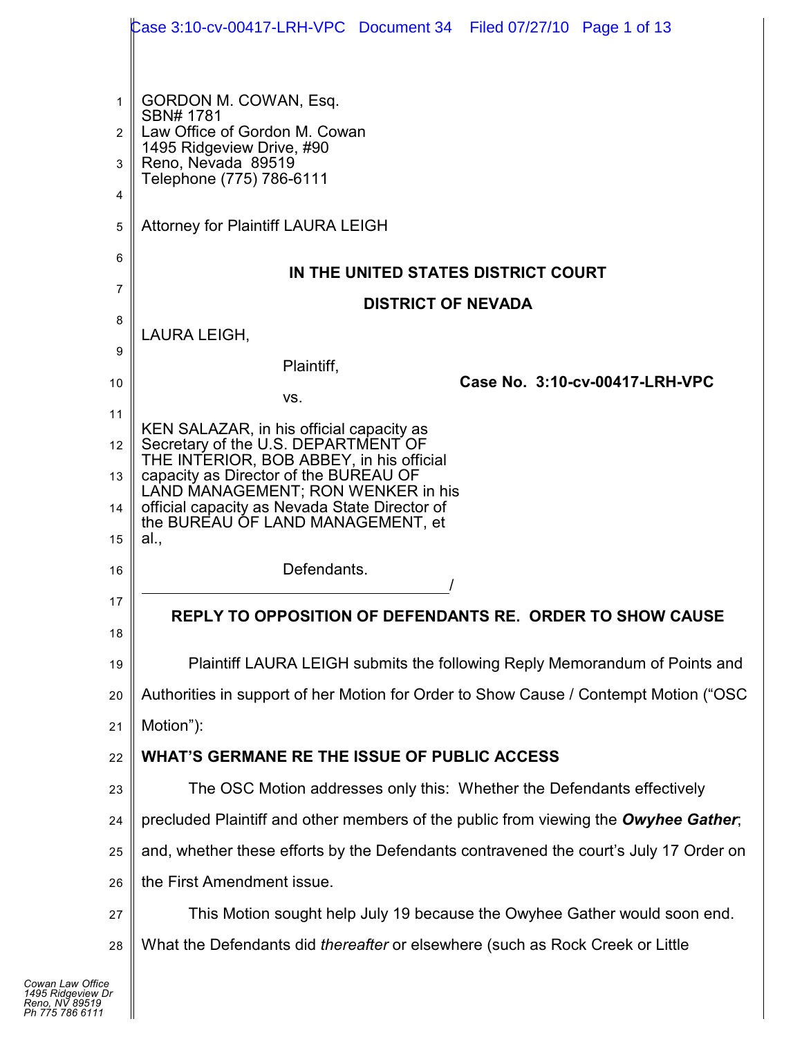GORDON M. COWAN, Esq.
SBN# 1781
Law Office of Gordon M. Cowan
1495 Ridgeview Drive, #90
Reno, Nevada 89519
Telephone (775) 786-6111

Attorney for Plaintiff LAURA LEIGH

**IN THE UNITED STATES DISTRICT COURT**

**DISTRICT OF NEVADA**

LAURA LEIGH,

Plaintiff,

vs.

KEN SALAZAR, in his official capacity as Secretary of the U.S. DEPARTMENT OF THE INTERIOR, BOB ABBEY, in his official capacity as Director of the BUREAU OF LAND MANAGEMENT; RON WENKER in his official capacity as Nevada State Director of the BUREAU OF LAND MANAGEMENT, et al.,

Defendants.
_______________________________________/

**Case No. 3:10-cv-00417-LRH-VPC**

**REPLY TO OPPOSITION OF DEFENDANTS RE. ORDER TO SHOW CAUSE**

Plaintiff LAURA LEIGH submits the following Reply Memorandum of Points and Authorities in support of her Motion for Order to Show Cause / Contempt Motion ("OSC Motion"):

**WHAT'S GERMANE RE THE ISSUE OF PUBLIC ACCESS**

The OSC Motion addresses only this: Whether the Defendants effectively precluded Plaintiff and other members of the public from viewing the ***Owyhee Gather***; and, whether these efforts by the Defendants contravened the court's July 17 Order on the First Amendment issue.

This Motion sought help July 19 because the Owyhee Gather would soon end. What the Defendants did *thereafter* or elsewhere (such as Rock Creek or Little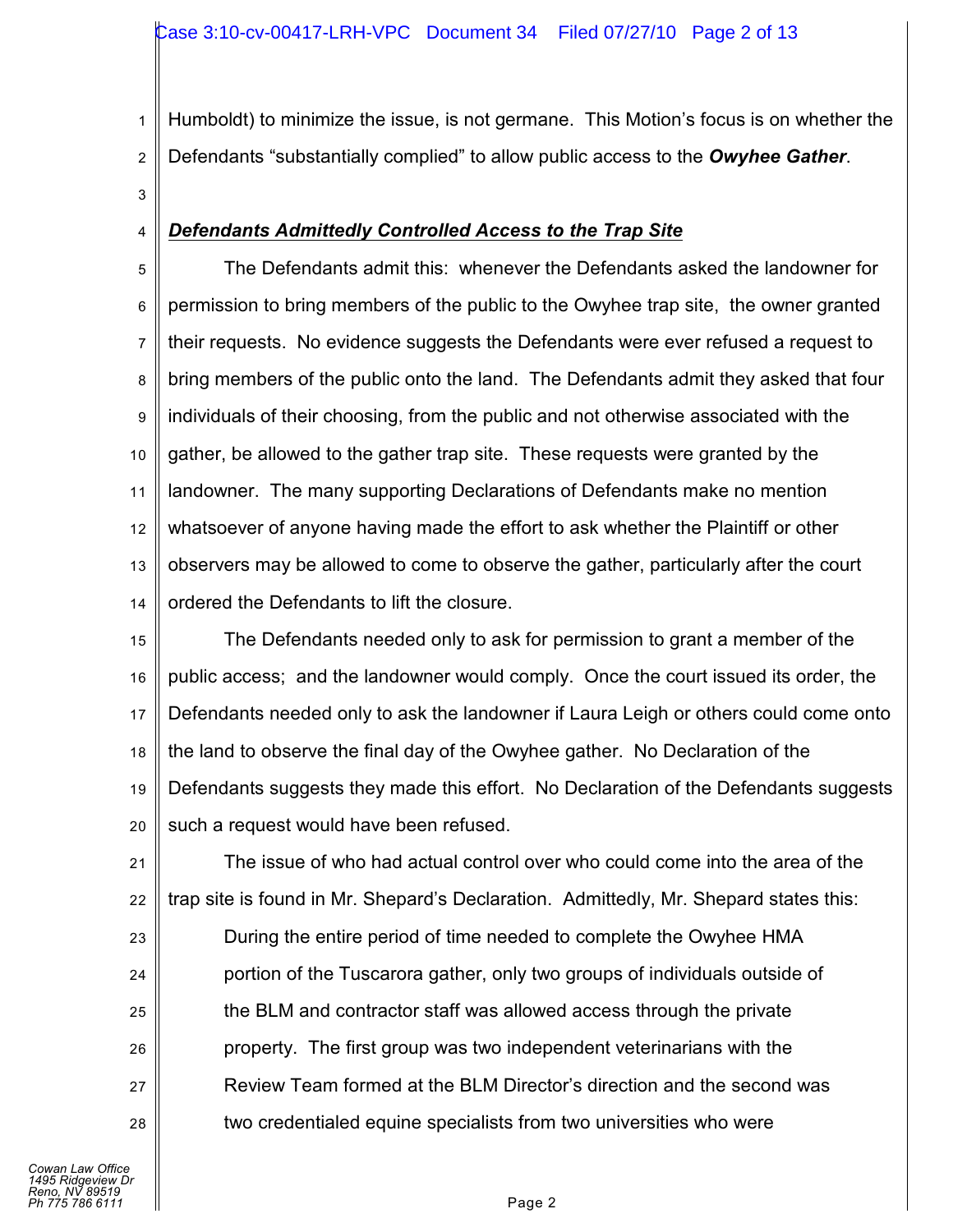Humboldt) to minimize the issue, is not germane. This Motion's focus is on whether the Defendants "substantially complied" to allow public access to the ***Owyhee Gather***.

***<u>Defendants Admittedly Controlled Access to the Trap Site</u>***

The Defendants admit this: whenever the Defendants asked the landowner for permission to bring members of the public to the Owyhee trap site, the owner granted their requests. No evidence suggests the Defendants were ever refused a request to bring members of the public onto the land. The Defendants admit they asked that four individuals of their choosing, from the public and not otherwise associated with the gather, be allowed to the gather trap site. These requests were granted by the landowner. The many supporting Declarations of Defendants make no mention whatsoever of anyone having made the effort to ask whether the Plaintiff or other observers may be allowed to come to observe the gather, particularly after the court ordered the Defendants to lift the closure.

The Defendants needed only to ask for permission to grant a member of the public access; and the landowner would comply. Once the court issued its order, the Defendants needed only to ask the landowner if Laura Leigh or others could come onto the land to observe the final day of the Owyhee gather. No Declaration of the Defendants suggests they made this effort. No Declaration of the Defendants suggests such a request would have been refused.

The issue of who had actual control over who could come into the area of the trap site is found in Mr. Shepard's Declaration. Admittedly, Mr. Shepard states this:

> During the entire period of time needed to complete the Owyhee HMA portion of the Tuscarora gather, only two groups of individuals outside of the BLM and contractor staff was allowed access through the private property. The first group was two independent veterinarians with the Review Team formed at the BLM Director's direction and the second was two credentialed equine specialists from two universities who were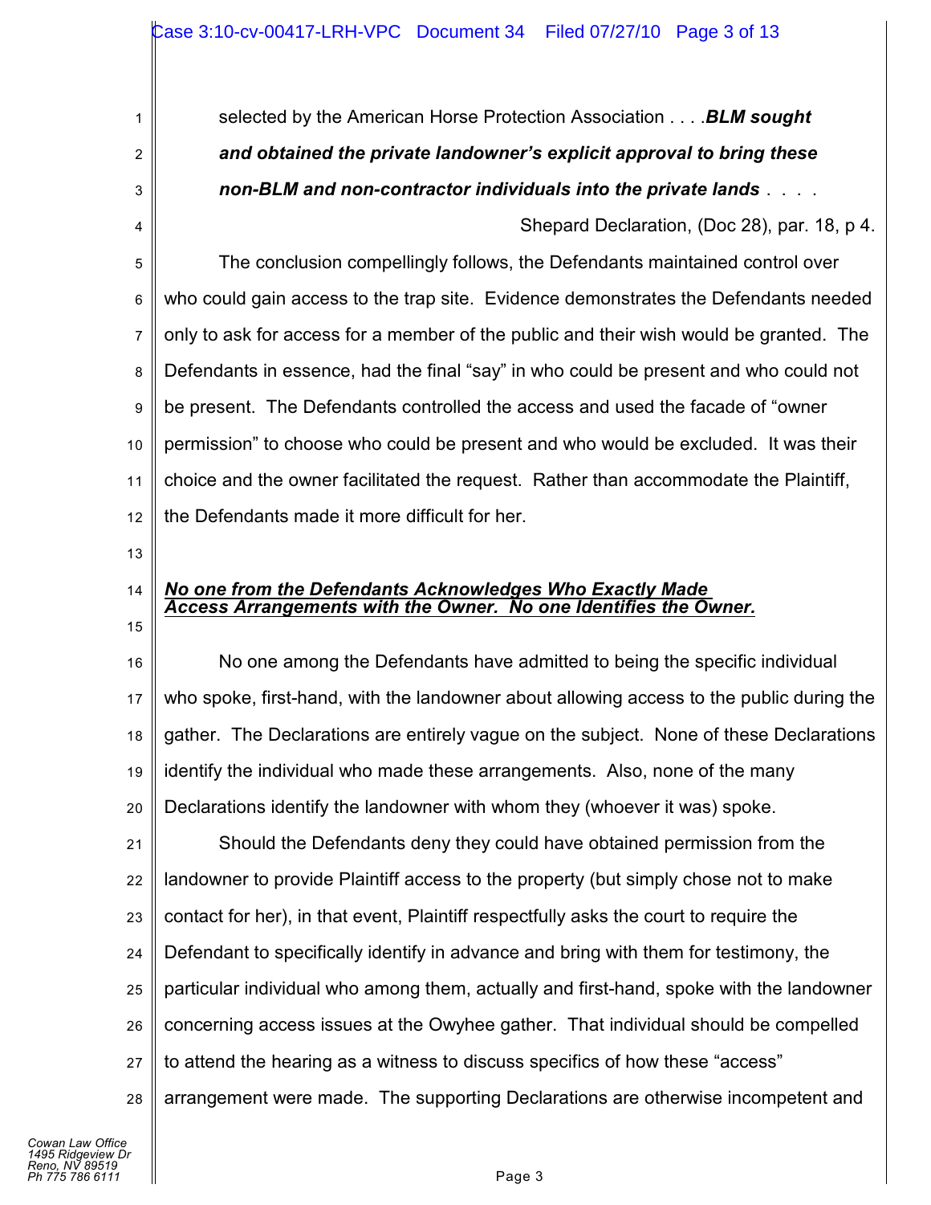selected by the American Horse Protection Association . . . .***BLM sought and obtained the private landowner's explicit approval to bring these non-BLM and non-contractor individuals into the private lands*** . . . .

Shepard Declaration, (Doc 28), par. 18, p 4.

The conclusion compellingly follows, the Defendants maintained control over who could gain access to the trap site. Evidence demonstrates the Defendants needed only to ask for access for a member of the public and their wish would be granted. The Defendants in essence, had the final "say" in who could be present and who could not be present. The Defendants controlled the access and used the facade of "owner permission" to choose who could be present and who would be excluded. It was their choice and the owner facilitated the request. Rather than accommodate the Plaintiff, the Defendants made it more difficult for her.

***<u>No one from the Defendants Acknowledges Who Exactly Made Access Arrangements with the Owner. No one Identifies the Owner.</u>***

No one among the Defendants have admitted to being the specific individual who spoke, first-hand, with the landowner about allowing access to the public during the gather. The Declarations are entirely vague on the subject. None of these Declarations identify the individual who made these arrangements. Also, none of the many Declarations identify the landowner with whom they (whoever it was) spoke.

Should the Defendants deny they could have obtained permission from the landowner to provide Plaintiff access to the property (but simply chose not to make contact for her), in that event, Plaintiff respectfully asks the court to require the Defendant to specifically identify in advance and bring with them for testimony, the particular individual who among them, actually and first-hand, spoke with the landowner concerning access issues at the Owyhee gather. That individual should be compelled to attend the hearing as a witness to discuss specifics of how these "access" arrangement were made. The supporting Declarations are otherwise incompetent and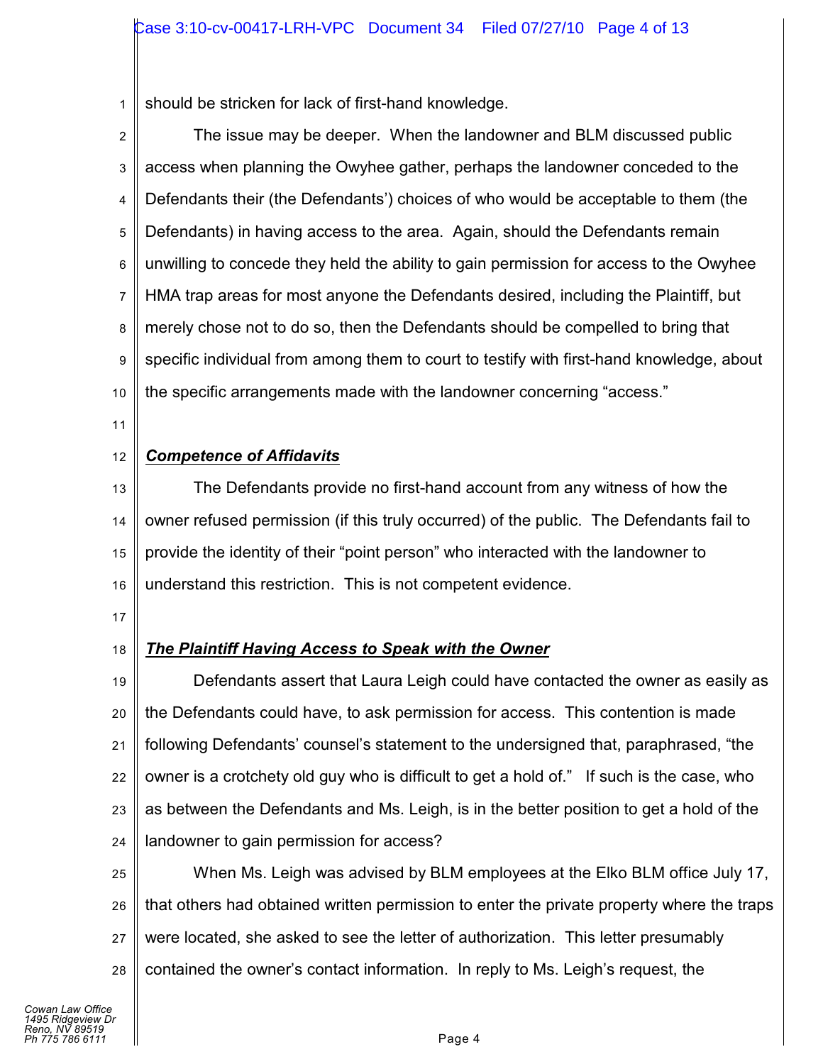should be stricken for lack of first-hand knowledge.

The issue may be deeper. When the landowner and BLM discussed public access when planning the Owyhee gather, perhaps the landowner conceded to the Defendants their (the Defendants') choices of who would be acceptable to them (the Defendants) in having access to the area. Again, should the Defendants remain unwilling to concede they held the ability to gain permission for access to the Owyhee HMA trap areas for most anyone the Defendants desired, including the Plaintiff, but merely chose not to do so, then the Defendants should be compelled to bring that specific individual from among them to court to testify with first-hand knowledge, about the specific arrangements made with the landowner concerning "access."

***Competence of Affidavits***

The Defendants provide no first-hand account from any witness of how the owner refused permission (if this truly occurred) of the public. The Defendants fail to provide the identity of their "point person" who interacted with the landowner to understand this restriction. This is not competent evidence.

***The Plaintiff Having Access to Speak with the Owner***

Defendants assert that Laura Leigh could have contacted the owner as easily as the Defendants could have, to ask permission for access. This contention is made following Defendants' counsel's statement to the undersigned that, paraphrased, "the owner is a crotchety old guy who is difficult to get a hold of." If such is the case, who as between the Defendants and Ms. Leigh, is in the better position to get a hold of the landowner to gain permission for access?

When Ms. Leigh was advised by BLM employees at the Elko BLM office July 17, that others had obtained written permission to enter the private property where the traps were located, she asked to see the letter of authorization. This letter presumably contained the owner's contact information. In reply to Ms. Leigh's request, the

Cowan Law Office
1495 Ridgeview Dr
Reno, NV 89519
Ph 775 786 6111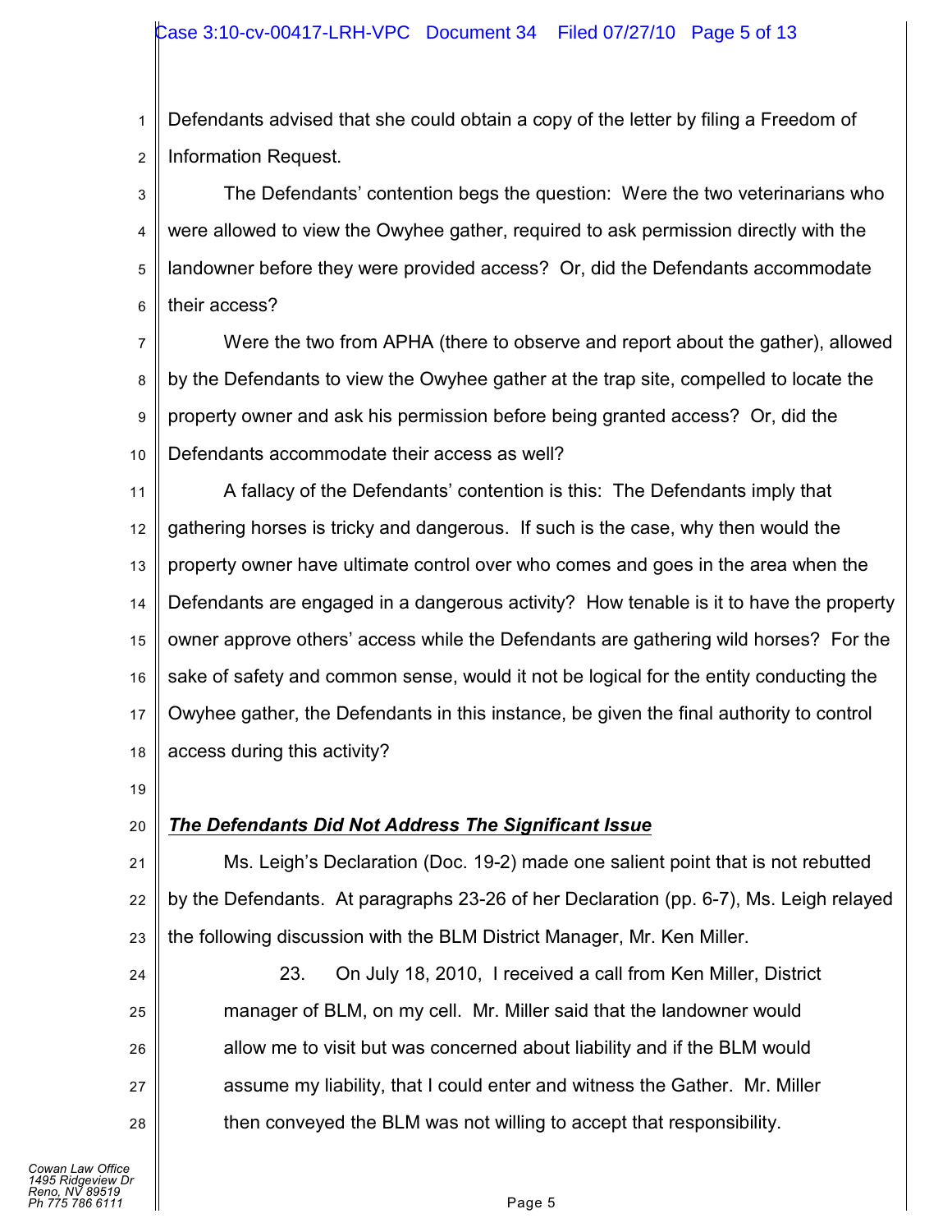Defendants advised that she could obtain a copy of the letter by filing a Freedom of Information Request.

The Defendants' contention begs the question: Were the two veterinarians who were allowed to view the Owyhee gather, required to ask permission directly with the landowner before they were provided access? Or, did the Defendants accommodate their access?

Were the two from APHA (there to observe and report about the gather), allowed by the Defendants to view the Owyhee gather at the trap site, compelled to locate the property owner and ask his permission before being granted access? Or, did the Defendants accommodate their access as well?

A fallacy of the Defendants' contention is this: The Defendants imply that gathering horses is tricky and dangerous. If such is the case, why then would the property owner have ultimate control over who comes and goes in the area when the Defendants are engaged in a dangerous activity? How tenable is it to have the property owner approve others' access while the Defendants are gathering wild horses? For the sake of safety and common sense, would it not be logical for the entity conducting the Owyhee gather, the Defendants in this instance, be given the final authority to control access during this activity?

***The Defendants Did Not Address The Significant Issue***

Ms. Leigh's Declaration (Doc. 19-2) made one salient point that is not rebutted by the Defendants. At paragraphs 23-26 of her Declaration (pp. 6-7), Ms. Leigh relayed the following discussion with the BLM District Manager, Mr. Ken Miller.

> 23. On July 18, 2010, I received a call from Ken Miller, District manager of BLM, on my cell. Mr. Miller said that the landowner would allow me to visit but was concerned about liability and if the BLM would assume my liability, that I could enter and witness the Gather. Mr. Miller then conveyed the BLM was not willing to accept that responsibility.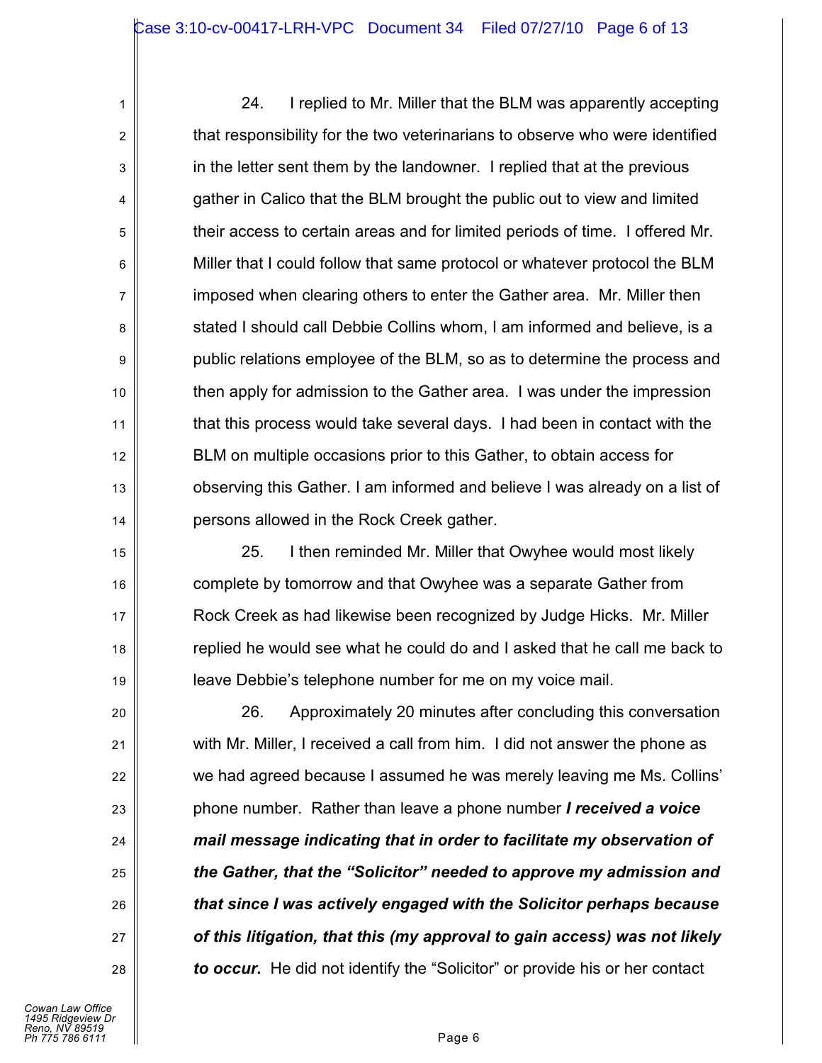24. I replied to Mr. Miller that the BLM was apparently accepting that responsibility for the two veterinarians to observe who were identified in the letter sent them by the landowner. I replied that at the previous gather in Calico that the BLM brought the public out to view and limited their access to certain areas and for limited periods of time. I offered Mr. Miller that I could follow that same protocol or whatever protocol the BLM imposed when clearing others to enter the Gather area. Mr. Miller then stated I should call Debbie Collins whom, I am informed and believe, is a public relations employee of the BLM, so as to determine the process and then apply for admission to the Gather area. I was under the impression that this process would take several days. I had been in contact with the BLM on multiple occasions prior to this Gather, to obtain access for observing this Gather. I am informed and believe I was already on a list of persons allowed in the Rock Creek gather.

25. I then reminded Mr. Miller that Owyhee would most likely complete by tomorrow and that Owyhee was a separate Gather from Rock Creek as had likewise been recognized by Judge Hicks. Mr. Miller replied he would see what he could do and I asked that he call me back to leave Debbie's telephone number for me on my voice mail.

26. Approximately 20 minutes after concluding this conversation with Mr. Miller, I received a call from him. I did not answer the phone as we had agreed because I assumed he was merely leaving me Ms. Collins' phone number. Rather than leave a phone number ***I received a voice mail message indicating that in order to facilitate my observation of the Gather, that the "Solicitor" needed to approve my admission and that since I was actively engaged with the Solicitor perhaps because of this litigation, that this (my approval to gain access) was not likely to occur.*** He did not identify the "Solicitor" or provide his or her contact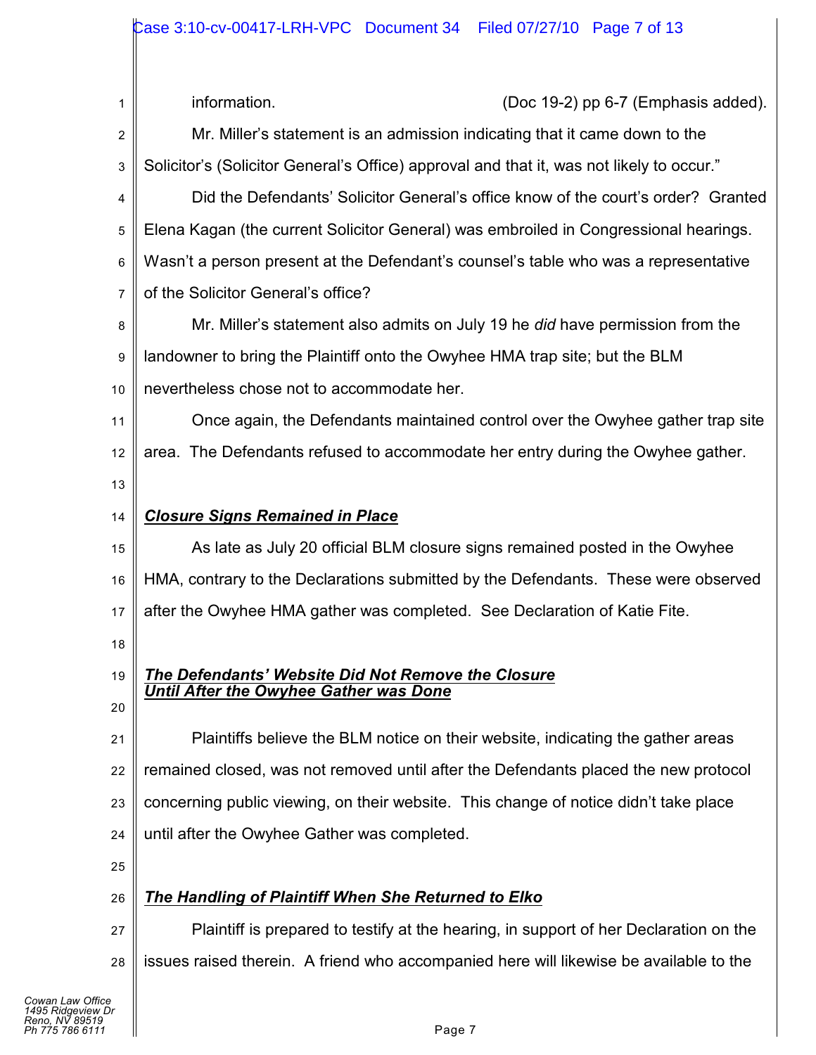information. (Doc 19-2) pp 6-7 (Emphasis added).

Mr. Miller's statement is an admission indicating that it came down to the Solicitor's (Solicitor General's Office) approval and that it, was not likely to occur."

Did the Defendants' Solicitor General's office know of the court's order? Granted Elena Kagan (the current Solicitor General) was embroiled in Congressional hearings. Wasn't a person present at the Defendant's counsel's table who was a representative of the Solicitor General's office?

Mr. Miller's statement also admits on July 19 he *did* have permission from the landowner to bring the Plaintiff onto the Owyhee HMA trap site; but the BLM nevertheless chose not to accommodate her.

Once again, the Defendants maintained control over the Owyhee gather trap site area. The Defendants refused to accommodate her entry during the Owyhee gather.

***Closure Signs Remained in Place***

As late as July 20 official BLM closure signs remained posted in the Owyhee HMA, contrary to the Declarations submitted by the Defendants. These were observed after the Owyhee HMA gather was completed. See Declaration of Katie Fite.

***The Defendants' Website Did Not Remove the Closure Until After the Owyhee Gather was Done***

Plaintiffs believe the BLM notice on their website, indicating the gather areas remained closed, was not removed until after the Defendants placed the new protocol concerning public viewing, on their website. This change of notice didn't take place until after the Owyhee Gather was completed.

***The Handling of Plaintiff When She Returned to Elko***

Plaintiff is prepared to testify at the hearing, in support of her Declaration on the issues raised therein. A friend who accompanied here will likewise be available to the

Cowan Law Office
1495 Ridgeview Dr
Reno, NV 89519
Ph 775 786 6111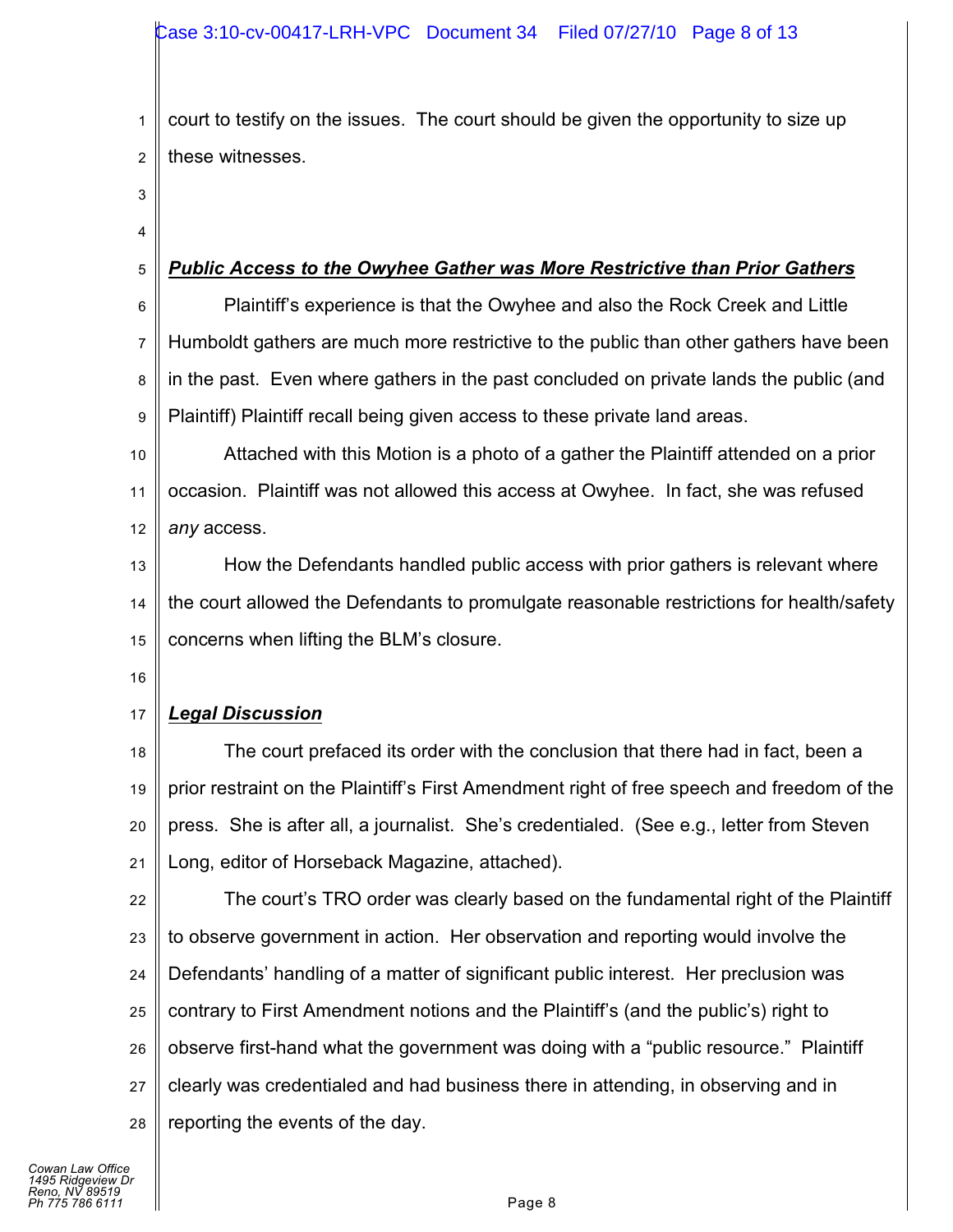court to testify on the issues. The court should be given the opportunity to size up these witnesses.

***Public Access to the Owyhee Gather was More Restrictive than Prior Gathers***

Plaintiff's experience is that the Owyhee and also the Rock Creek and Little Humboldt gathers are much more restrictive to the public than other gathers have been in the past. Even where gathers in the past concluded on private lands the public (and Plaintiff) Plaintiff recall being given access to these private land areas.

Attached with this Motion is a photo of a gather the Plaintiff attended on a prior occasion. Plaintiff was not allowed this access at Owyhee. In fact, she was refused *any* access.

How the Defendants handled public access with prior gathers is relevant where the court allowed the Defendants to promulgate reasonable restrictions for health/safety concerns when lifting the BLM's closure.

***Legal Discussion***

The court prefaced its order with the conclusion that there had in fact, been a prior restraint on the Plaintiff's First Amendment right of free speech and freedom of the press. She is after all, a journalist. She's credentialed. (See e.g., letter from Steven Long, editor of Horseback Magazine, attached).

The court's TRO order was clearly based on the fundamental right of the Plaintiff to observe government in action. Her observation and reporting would involve the Defendants' handling of a matter of significant public interest. Her preclusion was contrary to First Amendment notions and the Plaintiff's (and the public's) right to observe first-hand what the government was doing with a "public resource." Plaintiff clearly was credentialed and had business there in attending, in observing and in reporting the events of the day.

*Cowan Law Office*
*1495 Ridgeview Dr*
*Reno, NV 89519*
*Ph 775 786 6111*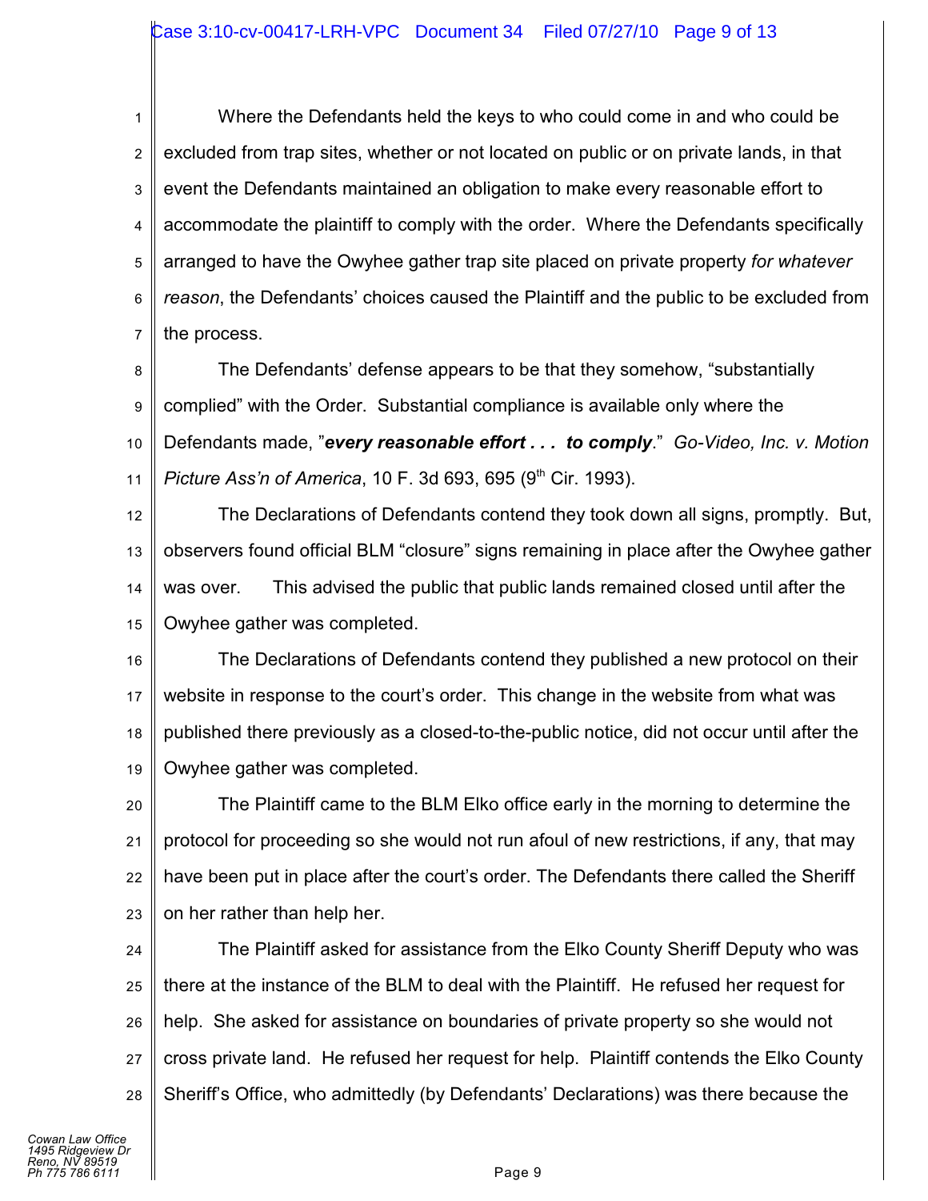Where the Defendants held the keys to who could come in and who could be excluded from trap sites, whether or not located on public or on private lands, in that event the Defendants maintained an obligation to make every reasonable effort to accommodate the plaintiff to comply with the order. Where the Defendants specifically arranged to have the Owyhee gather trap site placed on private property *for whatever reason*, the Defendants' choices caused the Plaintiff and the public to be excluded from the process.

The Defendants' defense appears to be that they somehow, "substantially complied" with the Order. Substantial compliance is available only where the Defendants made, "***every reasonable effort . . . to comply***." *Go-Video, Inc. v. Motion Picture Ass'n of America*, 10 F. 3d 693, 695 (9th Cir. 1993).

The Declarations of Defendants contend they took down all signs, promptly. But, observers found official BLM "closure" signs remaining in place after the Owyhee gather was over. This advised the public that public lands remained closed until after the Owyhee gather was completed.

The Declarations of Defendants contend they published a new protocol on their website in response to the court's order. This change in the website from what was published there previously as a closed-to-the-public notice, did not occur until after the Owyhee gather was completed.

The Plaintiff came to the BLM Elko office early in the morning to determine the protocol for proceeding so she would not run afoul of new restrictions, if any, that may have been put in place after the court's order. The Defendants there called the Sheriff on her rather than help her.

The Plaintiff asked for assistance from the Elko County Sheriff Deputy who was there at the instance of the BLM to deal with the Plaintiff. He refused her request for help. She asked for assistance on boundaries of private property so she would not cross private land. He refused her request for help. Plaintiff contends the Elko County Sheriff's Office, who admittedly (by Defendants' Declarations) was there because the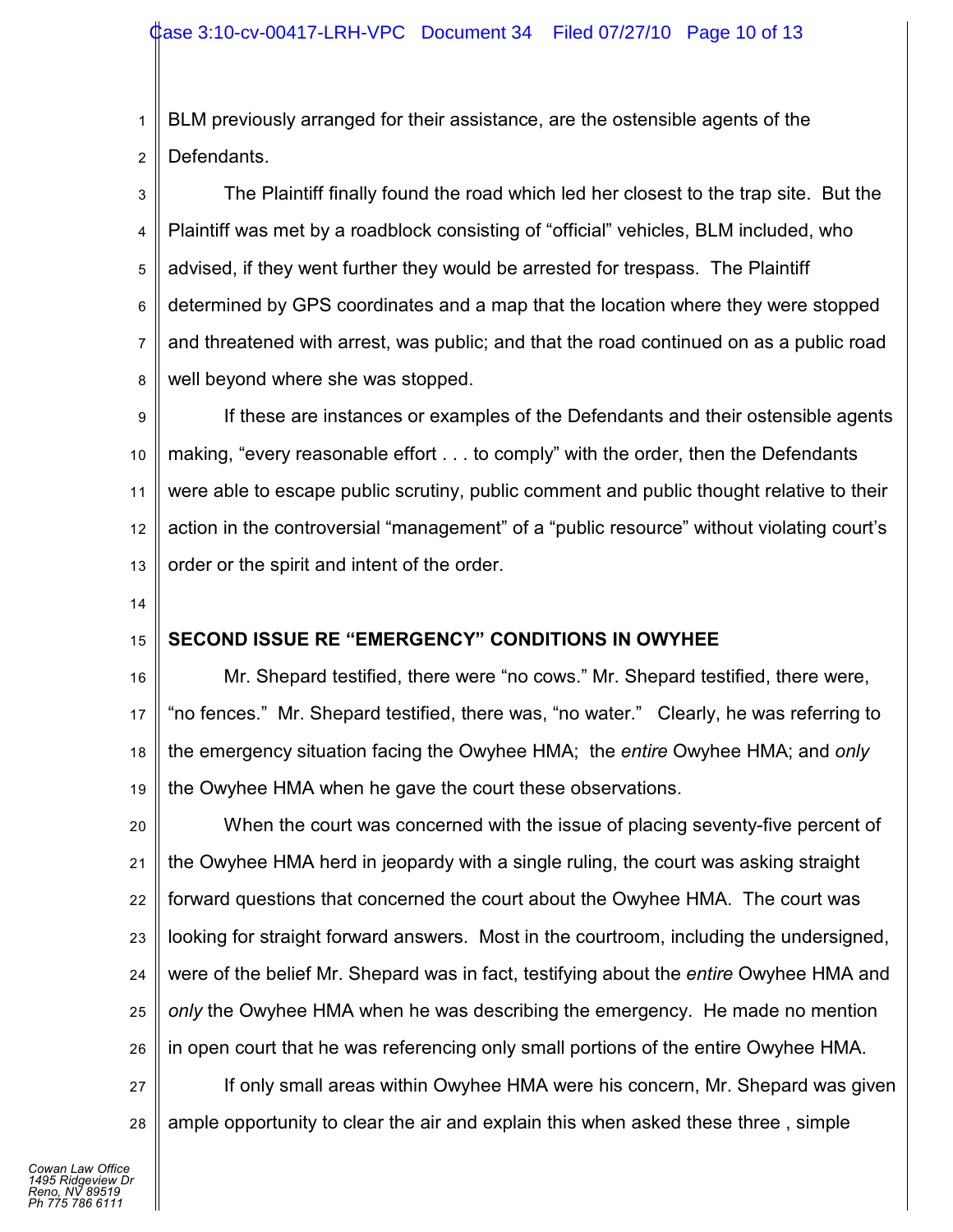BLM previously arranged for their assistance, are the ostensible agents of the Defendants.

The Plaintiff finally found the road which led her closest to the trap site. But the Plaintiff was met by a roadblock consisting of "official" vehicles, BLM included, who advised, if they went further they would be arrested for trespass. The Plaintiff determined by GPS coordinates and a map that the location where they were stopped and threatened with arrest, was public; and that the road continued on as a public road well beyond where she was stopped.

If these are instances or examples of the Defendants and their ostensible agents making, "every reasonable effort . . . to comply" with the order, then the Defendants were able to escape public scrutiny, public comment and public thought relative to their action in the controversial "management" of a "public resource" without violating court's order or the spirit and intent of the order.

**SECOND ISSUE RE "EMERGENCY" CONDITIONS IN OWYHEE**

Mr. Shepard testified, there were "no cows." Mr. Shepard testified, there were, "no fences." Mr. Shepard testified, there was, "no water." Clearly, he was referring to the emergency situation facing the Owyhee HMA; the *entire* Owyhee HMA; and *only* the Owyhee HMA when he gave the court these observations.

When the court was concerned with the issue of placing seventy-five percent of the Owyhee HMA herd in jeopardy with a single ruling, the court was asking straight forward questions that concerned the court about the Owyhee HMA. The court was looking for straight forward answers. Most in the courtroom, including the undersigned, were of the belief Mr. Shepard was in fact, testifying about the *entire* Owyhee HMA and *only* the Owyhee HMA when he was describing the emergency. He made no mention in open court that he was referencing only small portions of the entire Owyhee HMA.

If only small areas within Owyhee HMA were his concern, Mr. Shepard was given ample opportunity to clear the air and explain this when asked these three , simple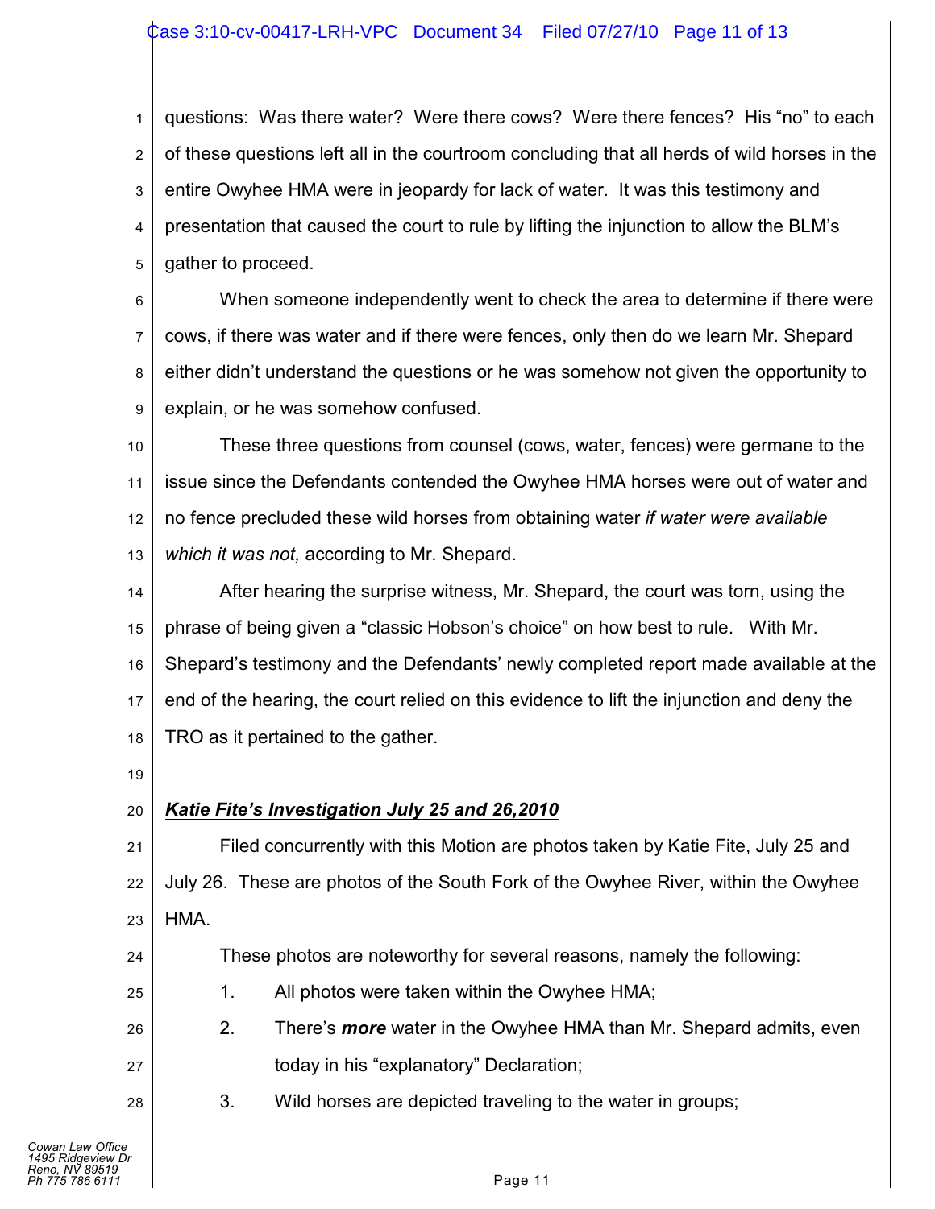questions: Was there water? Were there cows? Were there fences? His "no" to each of these questions left all in the courtroom concluding that all herds of wild horses in the entire Owyhee HMA were in jeopardy for lack of water. It was this testimony and presentation that caused the court to rule by lifting the injunction to allow the BLM's gather to proceed.

When someone independently went to check the area to determine if there were cows, if there was water and if there were fences, only then do we learn Mr. Shepard either didn't understand the questions or he was somehow not given the opportunity to explain, or he was somehow confused.

These three questions from counsel (cows, water, fences) were germane to the issue since the Defendants contended the Owyhee HMA horses were out of water and no fence precluded these wild horses from obtaining water *if water were available which it was not,* according to Mr. Shepard.

After hearing the surprise witness, Mr. Shepard, the court was torn, using the phrase of being given a "classic Hobson's choice" on how best to rule. With Mr. Shepard's testimony and the Defendants' newly completed report made available at the end of the hearing, the court relied on this evidence to lift the injunction and deny the TRO as it pertained to the gather.

***Katie Fite's Investigation July 25 and 26,2010***

Filed concurrently with this Motion are photos taken by Katie Fite, July 25 and July 26. These are photos of the South Fork of the Owyhee River, within the Owyhee HMA.

These photos are noteworthy for several reasons, namely the following:

1. All photos were taken within the Owyhee HMA;
2. There's ***more*** water in the Owyhee HMA than Mr. Shepard admits, even today in his "explanatory" Declaration;
3. Wild horses are depicted traveling to the water in groups;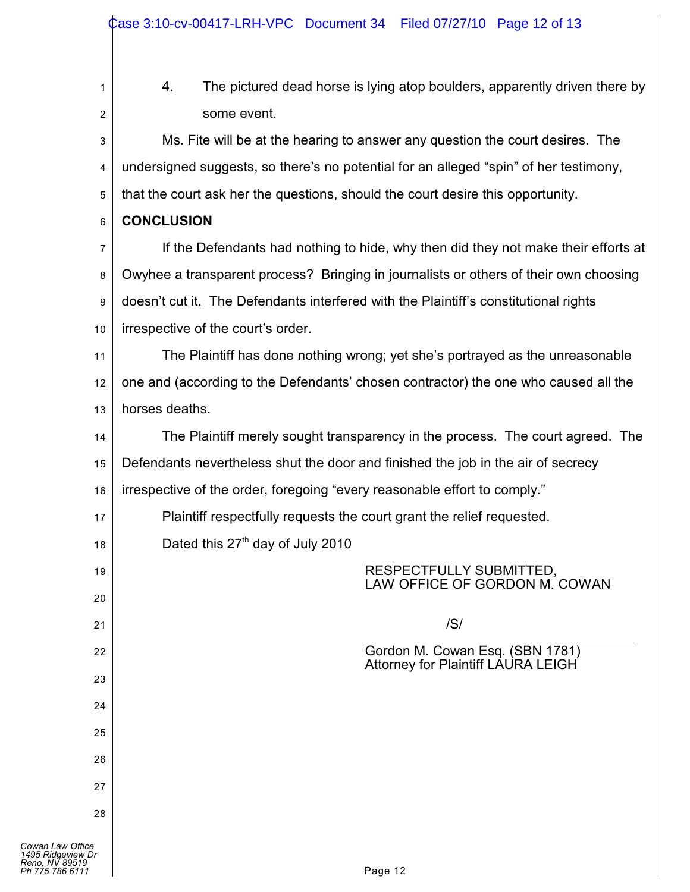4. The pictured dead horse is lying atop boulders, apparently driven there by some event.

Ms. Fite will be at the hearing to answer any question the court desires. The undersigned suggests, so there's no potential for an alleged "spin" of her testimony, that the court ask her the questions, should the court desire this opportunity.

**CONCLUSION**

If the Defendants had nothing to hide, why then did they not make their efforts at Owyhee a transparent process? Bringing in journalists or others of their own choosing doesn't cut it. The Defendants interfered with the Plaintiff's constitutional rights irrespective of the court's order.

The Plaintiff has done nothing wrong; yet she's portrayed as the unreasonable one and (according to the Defendants' chosen contractor) the one who caused all the horses deaths.

The Plaintiff merely sought transparency in the process. The court agreed. The Defendants nevertheless shut the door and finished the job in the air of secrecy irrespective of the order, foregoing "every reasonable effort to comply."

Plaintiff respectfully requests the court grant the relief requested.

Dated this 27th day of July 2010

RESPECTFULLY SUBMITTED,
LAW OFFICE OF GORDON M. COWAN

/S/

Gordon M. Cowan Esq. (SBN 1781)
Attorney for Plaintiff LAURA LEIGH

Cowan Law Office
1495 Ridgeview Dr
Reno, NV 89519
Ph 775 786 6111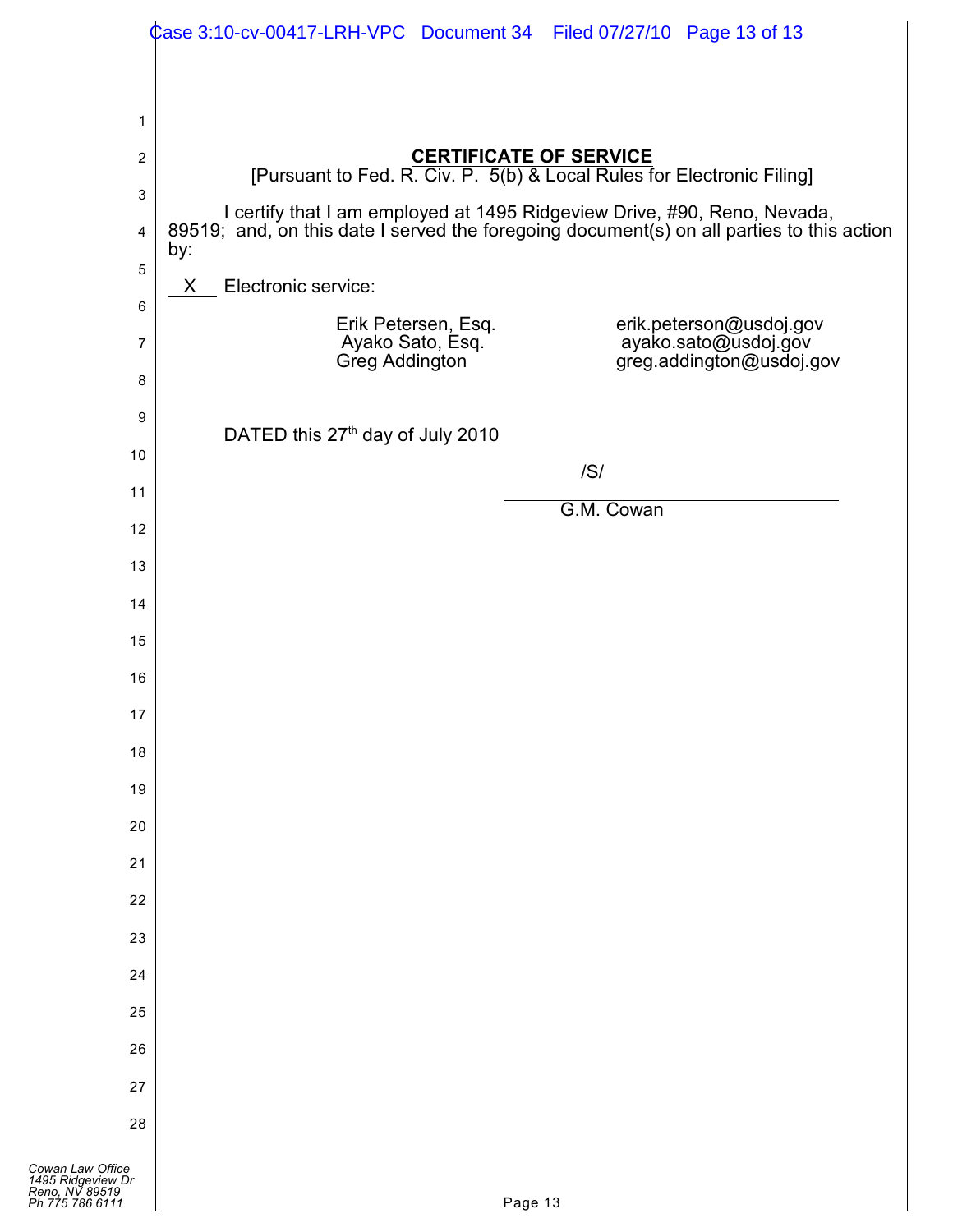## CERTIFICATE OF SERVICE

[Pursuant to Fed. R. Civ. P. 5(b) & Local Rules for Electronic Filing]

I certify that I am employed at 1495 Ridgeview Drive, #90, Reno, Nevada, 89519; and, on this date I served the foregoing document(s) on all parties to this action by:

\_X\_ Electronic service:

| | |
|---|---|
| Erik Petersen, Esq. | erik.peterson@usdoj.gov |
| Ayako Sato, Esq. | ayako.sato@usdoj.gov |
| Greg Addington | greg.addington@usdoj.gov |

DATED this 27th day of July 2010

/S/

G.M. Cowan

*Cowan Law Office*
*1495 Ridgeview Dr*
*Reno, NV 89519*
*Ph 775 786 6111*